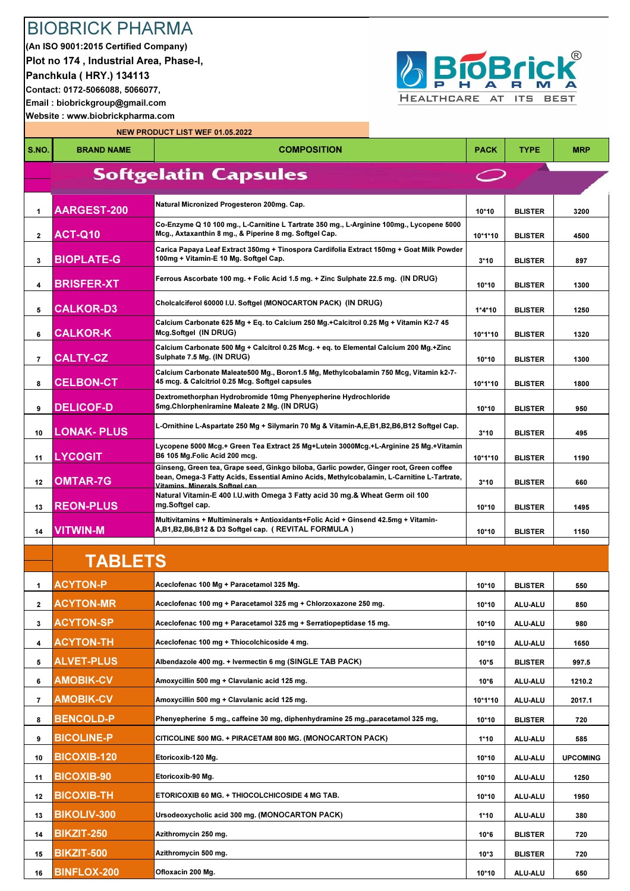# BIOBRICK PHARMA

**(An ISO 9001:2015 Certified Company)**
**Plot no 174 , Industrial Area, Phase-I,**
**Panchkula ( HRY.) 134113**
**Contact: 0172-5066088, 5066077,**
**Email : biobrickgroup@gmail.com**
**Website : www.biobrickpharma.com**

BioBrick PHARMA — HEALTHCARE AT ITS BEST

**NEW PRODUCT LIST WEF 01.05.2022**

| S.NO. | BRAND NAME | COMPOSITION | PACK | TYPE | MRP |
|---|---|---|---|---|---|
| | **Softgelatin Capsules** | | | | |
| 1 | AARGEST-200 | Natural Micronized Progesteron 200mg. Cap. | 10*10 | BLISTER | 3200 |
| 2 | ACT-Q10 | Co-Enzyme Q 10 100 mg., L-Carnitine L Tartrate 350 mg., L-Arginine 100mg., Lycopene 5000 Mcg., Axtaxanthin 8 mg., & Piperine 8 mg. Softgel Cap. | 10*1*10 | BLISTER | 4500 |
| 3 | BIOPLATE-G | Carica Papaya Leaf Extract 350mg + Tinospora Cardifolia Extract 150mg + Goat Milk Powder 100mg + Vitamin-E 10 Mg. Softgel Cap. | 3*10 | BLISTER | 897 |
| 4 | BRISFER-XT | Ferrous Ascorbate 100 mg. + Folic Acid 1.5 mg. + Zinc Sulphate 22.5 mg. (IN DRUG) | 10*10 | BLISTER | 1300 |
| 5 | CALKOR-D3 | Cholcalciferol 60000 I.U. Softgel (MONOCARTON PACK) (IN DRUG) | 1*4*10 | BLISTER | 1250 |
| 6 | CALKOR-K | Calcium Carbonate 625 Mg + Eq. to Calcium 250 Mg.+Calcitrol 0.25 Mg + Vitamin K2-7 45 Mcg.Softgel (IN DRUG) | 10*1*10 | BLISTER | 1320 |
| 7 | CALTY-CZ | Calcium Carbonate 500 Mg + Calcitrol 0.25 Mcg. + eq. to Elemental Calcium 200 Mg.+Zinc Sulphate 7.5 Mg. (IN DRUG) | 10*10 | BLISTER | 1300 |
| 8 | CELBON-CT | Calcium Carbonate Maleate500 Mg., Boron1.5 Mg, Methylcobalamin 750 Mcg, Vitamin k2-7-45 mcg. & Calcitriol 0.25 Mcg. Softgel capsules | 10*1*10 | BLISTER | 1800 |
| 9 | DELICOF-D | Dextromethorphan Hydrobromide 10mg Phenyepherine Hydrochloride 5mg.Chlorpheniramine Maleate 2 Mg. (IN DRUG) | 10*10 | BLISTER | 950 |
| 10 | LONAK- PLUS | L-Ornithine L-Aspartate 250 Mg + Silymarin 70 Mg & Vitamin-A,E,B1,B2,B6,B12 Softgel Cap. | 3*10 | BLISTER | 495 |
| 11 | LYCOGIT | Lycopene 5000 Mcg.+ Green Tea Extract 25 Mg+Lutein 3000Mcg.+L-Arginine 25 Mg.+Vitamin B6 105 Mg.Folic Acid 200 mcg. | 10*1*10 | BLISTER | 1190 |
| 12 | OMTAR-7G | Ginseng, Green tea, Grape seed, Ginkgo biloba, Garlic powder, Ginger root, Green coffee bean, Omega-3 Fatty Acids, Essential Amino Acids, Methylcobalamin, L-Carnitine L-Tartrate, Vitamins, Minerals Softgel cap | 3*10 | BLISTER | 660 |
| 13 | REON-PLUS | Natural Vitamin-E 400 I.U.with Omega 3 Fatty acid 30 mg.& Wheat Germ oil 100 mg.Softgel cap. | 10*10 | BLISTER | 1495 |
| 14 | VITWIN-M | Multivitamins + Multiminerals + Antioxidants+Folic Acid + Ginsend 42.5mg + Vitamin-A,B1,B2,B6,B12 & D3 Softgel cap. ( REVITAL FORMULA ) | 10*10 | BLISTER | 1150 |
| | **TABLETS** | | | | |
| 1 | ACYTON-P | Aceclofenac 100 Mg + Paracetamol 325 Mg. | 10*10 | BLISTER | 550 |
| 2 | ACYTON-MR | Aceclofenac 100 mg + Paracetamol 325 mg + Chlorzoxazone 250 mg. | 10*10 | ALU-ALU | 850 |
| 3 | ACYTON-SP | Aceclofenac 100 mg + Paracetamol 325 mg + Serratiopeptidase 15 mg. | 10*10 | ALU-ALU | 980 |
| 4 | ACYTON-TH | Aceclofenac 100 mg + Thiocolchicoside 4 mg. | 10*10 | ALU-ALU | 1650 |
| 5 | ALVET-PLUS | Albendazole 400 mg. + Ivermectin 6 mg (SINGLE TAB PACK) | 10*5 | BLISTER | 997.5 |
| 6 | AMOBIK-CV | Amoxycillin 500 mg + Clavulanic acid 125 mg. | 10*6 | ALU-ALU | 1210.2 |
| 7 | AMOBIK-CV | Amoxycillin 500 mg + Clavulanic acid 125 mg. | 10*1*10 | ALU-ALU | 2017.1 |
| 8 | BENCOLD-P | Phenyepherine 5 mg., caffeine 30 mg, diphenhydramine 25 mg.,paracetamol 325 mg, | 10*10 | BLISTER | 720 |
| 9 | BICOLINE-P | CITICOLINE 500 MG. + PIRACETAM 800 MG. (MONOCARTON PACK) | 1*10 | ALU-ALU | 585 |
| 10 | BICOXIB-120 | Etoricoxib-120 Mg. | 10*10 | ALU-ALU | UPCOMING |
| 11 | BICOXIB-90 | Etoricoxib-90 Mg. | 10*10 | ALU-ALU | 1250 |
| 12 | BICOXIB-TH | ETORICOXIB 60 MG. + THIOCOLCHICOSIDE 4 MG TAB. | 10*10 | ALU-ALU | 1950 |
| 13 | BIKOLIV-300 | Ursodeoxycholic acid 300 mg. (MONOCARTON PACK) | 1*10 | ALU-ALU | 380 |
| 14 | BIKZIT-250 | Azithromycin 250 mg. | 10*6 | BLISTER | 720 |
| 15 | BIKZIT-500 | Azithromycin 500 mg. | 10*3 | BLISTER | 720 |
| 16 | BINFLOX-200 | Ofloxacin 200 Mg. | 10*10 | ALU-ALU | 650 |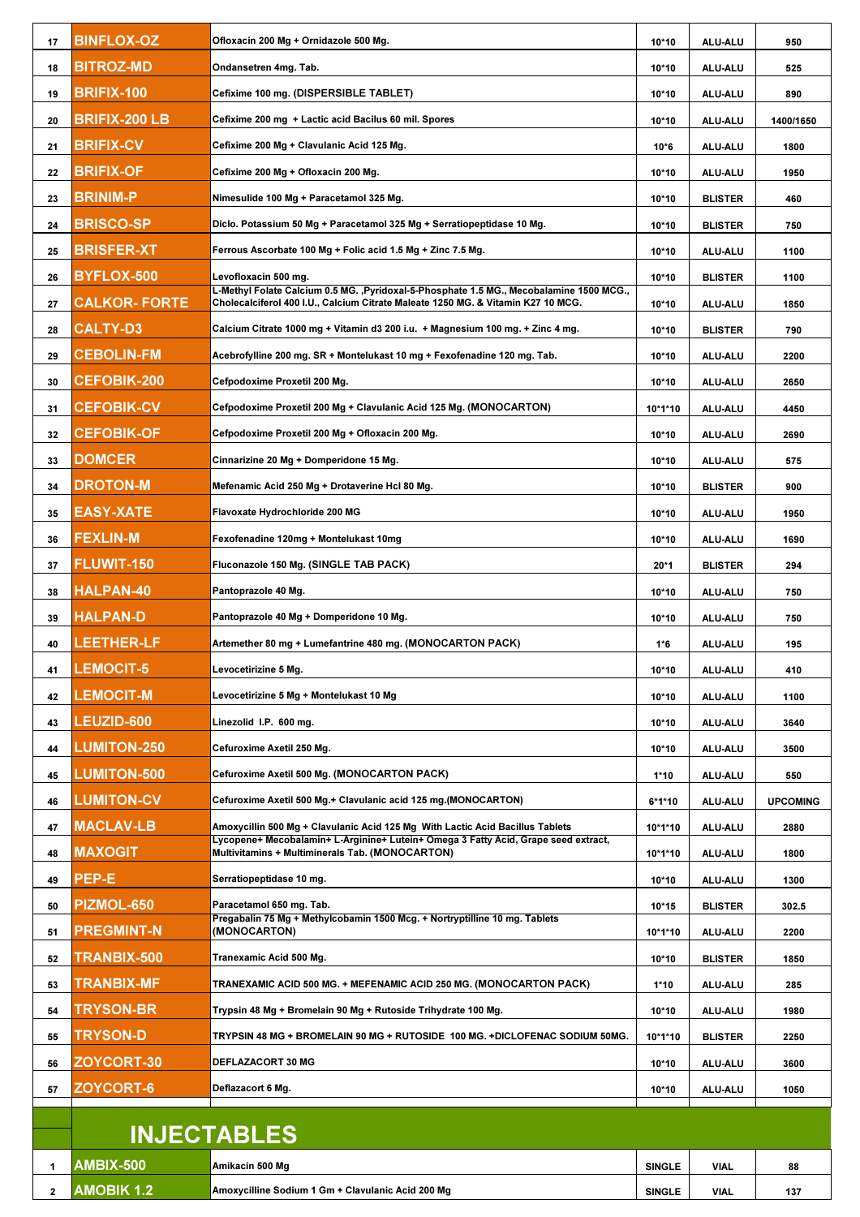| 17 | BINFLOX-OZ | Ofloxacin 200 Mg + Ornidazole 500 Mg. | 10*10 | ALU-ALU | 950 |
|---|---|---|---|---|---|
| 18 | BITROZ-MD | Ondansetren 4mg. Tab. | 10*10 | ALU-ALU | 525 |
| 19 | BRIFIX-100 | Cefixime 100 mg. (DISPERSIBLE TABLET) | 10*10 | ALU-ALU | 890 |
| 20 | BRIFIX-200 LB | Cefixime 200 mg + Lactic acid Bacilus 60 mil. Spores | 10*10 | ALU-ALU | 1400/1650 |
| 21 | BRIFIX-CV | Cefixime 200 Mg + Clavulanic Acid 125 Mg. | 10*6 | ALU-ALU | 1800 |
| 22 | BRIFIX-OF | Cefixime 200 Mg + Ofloxacin 200 Mg. | 10*10 | ALU-ALU | 1950 |
| 23 | BRINIM-P | Nimesulide 100 Mg + Paracetamol 325 Mg. | 10*10 | BLISTER | 460 |
| 24 | BRISCO-SP | Diclo. Potassium 50 Mg + Paracetamol 325 Mg + Serratiopeptidase 10 Mg. | 10*10 | BLISTER | 750 |
| 25 | BRISFER-XT | Ferrous Ascorbate 100 Mg + Folic acid 1.5 Mg + Zinc 7.5 Mg. | 10*10 | ALU-ALU | 1100 |
| 26 | BYFLOX-500 | Levofloxacin 500 mg. | 10*10 | BLISTER | 1100 |
| 27 | CALKOR- FORTE | L-Methyl Folate Calcium 0.5 MG. ,Pyridoxal-5-Phosphate 1.5 MG., Mecobalamine 1500 MCG., Cholecalciferol 400 I.U., Calcium Citrate Maleate 1250 MG. & Vitamin K27 10 MCG. | 10*10 | ALU-ALU | 1850 |
| 28 | CALTY-D3 | Calcium Citrate 1000 mg + Vitamin d3 200 i.u. + Magnesium 100 mg. + Zinc 4 mg. | 10*10 | BLISTER | 790 |
| 29 | CEBOLIN-FM | Acebrofylline 200 mg. SR + Montelukast 10 mg + Fexofenadine 120 mg. Tab. | 10*10 | ALU-ALU | 2200 |
| 30 | CEFOBIK-200 | Cefpodoxime Proxetil 200 Mg. | 10*10 | ALU-ALU | 2650 |
| 31 | CEFOBIK-CV | Cefpodoxime Proxetil 200 Mg + Clavulanic Acid 125 Mg. (MONOCARTON) | 10*1*10 | ALU-ALU | 4450 |
| 32 | CEFOBIK-OF | Cefpodoxime Proxetil 200 Mg + Ofloxacin 200 Mg. | 10*10 | ALU-ALU | 2690 |
| 33 | DOMCER | Cinnarizine 20 Mg + Domperidone 15 Mg. | 10*10 | ALU-ALU | 575 |
| 34 | DROTON-M | Mefenamic Acid 250 Mg + Drotaverine Hcl 80 Mg. | 10*10 | BLISTER | 900 |
| 35 | EASY-XATE | Flavoxate Hydrochloride 200 MG | 10*10 | ALU-ALU | 1950 |
| 36 | FEXLIN-M | Fexofenadine 120mg + Montelukast 10mg | 10*10 | ALU-ALU | 1690 |
| 37 | FLUWIT-150 | Fluconazole 150 Mg. (SINGLE TAB PACK) | 20*1 | BLISTER | 294 |
| 38 | HALPAN-40 | Pantoprazole 40 Mg. | 10*10 | ALU-ALU | 750 |
| 39 | HALPAN-D | Pantoprazole 40 Mg + Domperidone 10 Mg. | 10*10 | ALU-ALU | 750 |
| 40 | LEETHER-LF | Artemether 80 mg + Lumefantrine 480 mg. (MONOCARTON PACK) | 1*6 | ALU-ALU | 195 |
| 41 | LEMOCIT-5 | Levocetirizine 5 Mg. | 10*10 | ALU-ALU | 410 |
| 42 | LEMOCIT-M | Levocetirizine 5 Mg + Montelukast 10 Mg | 10*10 | ALU-ALU | 1100 |
| 43 | LEUZID-600 | Linezolid I.P. 600 mg. | 10*10 | ALU-ALU | 3640 |
| 44 | LUMITON-250 | Cefuroxime Axetil 250 Mg. | 10*10 | ALU-ALU | 3500 |
| 45 | LUMITON-500 | Cefuroxime Axetil 500 Mg. (MONOCARTON PACK) | 1*10 | ALU-ALU | 550 |
| 46 | LUMITON-CV | Cefuroxime Axetil 500 Mg.+ Clavulanic acid 125 mg.(MONOCARTON) | 6*1*10 | ALU-ALU | UPCOMING |
| 47 | MACLAV-LB | Amoxycillin 500 Mg + Clavulanic Acid 125 Mg With Lactic Acid Bacillus Tablets | 10*1*10 | ALU-ALU | 2880 |
| 48 | MAXOGIT | Lycopene+ Mecobalamin+ L-Arginine+ Lutein+ Omega 3 Fatty Acid, Grape seed extract, Multivitamins + Multiminerals Tab. (MONOCARTON) | 10*1*10 | ALU-ALU | 1800 |
| 49 | PEP-E | Serratiopeptidase 10 mg. | 10*10 | ALU-ALU | 1300 |
| 50 | PIZMOL-650 | Paracetamol 650 mg. Tab. | 10*15 | BLISTER | 302.5 |
| 51 | PREGMINT-N | Pregabalin 75 Mg + Methylcobamin 1500 Mcg. + Nortryptilline 10 mg. Tablets (MONOCARTON) | 10*1*10 | ALU-ALU | 2200 |
| 52 | TRANBIX-500 | Tranexamic Acid 500 Mg. | 10*10 | BLISTER | 1850 |
| 53 | TRANBIX-MF | TRANEXAMIC ACID 500 MG. + MEFENAMIC ACID 250 MG. (MONOCARTON PACK) | 1*10 | ALU-ALU | 285 |
| 54 | TRYSON-BR | Trypsin 48 Mg + Bromelain 90 Mg + Rutoside Trihydrate 100 Mg. | 10*10 | ALU-ALU | 1980 |
| 55 | TRYSON-D | TRYPSIN 48 MG + BROMELAIN 90 MG + RUTOSIDE 100 MG. +DICLOFENAC SODIUM 50MG. | 10*1*10 | BLISTER | 2250 |
| 56 | ZOYCORT-30 | DEFLAZACORT 30 MG | 10*10 | ALU-ALU | 3600 |
| 57 | ZOYCORT-6 | Deflazacort 6 Mg. | 10*10 | ALU-ALU | 1050 |

## INJECTABLES

| 1 | AMBIX-500 | Amikacin 500 Mg | SINGLE | VIAL | 88 |
|---|---|---|---|---|---|
| 2 | AMOBIK 1.2 | Amoxycilline Sodium 1 Gm + Clavulanic Acid 200 Mg | SINGLE | VIAL | 137 |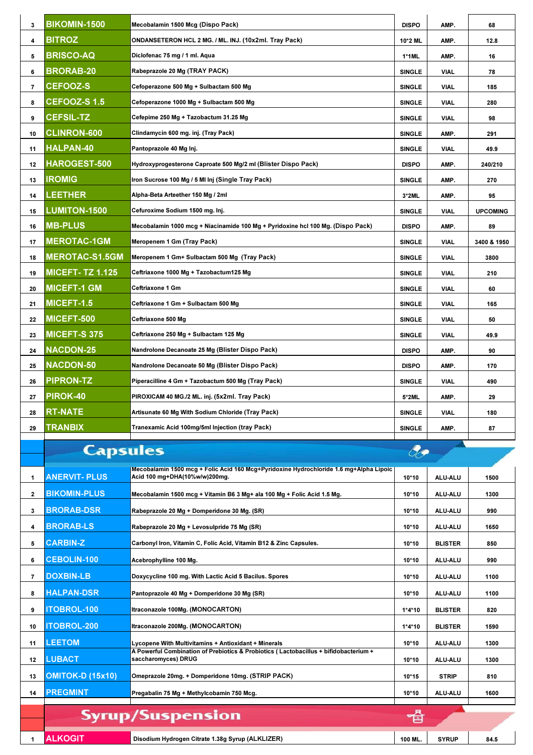| 3 | BIKOMIN-1500 | Mecobalamin 1500 Mcg (Dispo Pack) | DISPO | AMP. | 68 |
|---|---|---|---|---|---|
| 4 | BITROZ | ONDANSETERON HCL 2 MG. / ML. INJ. (10x2ml. Tray Pack) | 10*2 ML | AMP. | 12.8 |
| 5 | BRISCO-AQ | Diclofenac 75 mg / 1 ml. Aqua | 1*1ML | AMP. | 16 |
| 6 | BRORAB-20 | Rabeprazole 20 Mg (TRAY PACK) | SINGLE | VIAL | 78 |
| 7 | CEFOOZ-S | Cefoperazone 500 Mg + Sulbactam 500 Mg | SINGLE | VIAL | 185 |
| 8 | CEFOOZ-S 1.5 | Cefoperazone 1000 Mg + Sulbactam 500 Mg | SINGLE | VIAL | 280 |
| 9 | CEFSIL-TZ | Cefepime 250 Mg + Tazobactum 31.25 Mg | SINGLE | VIAL | 98 |
| 10 | CLINRON-600 | Clindamycin 600 mg. inj. (Tray Pack) | SINGLE | AMP. | 291 |
| 11 | HALPAN-40 | Pantoprazole 40 Mg Inj. | SINGLE | VIAL | 49.9 |
| 12 | HAROGEST-500 | Hydroxyprogesterone Caproate 500 Mg/2 ml (Blister Dispo Pack) | DISPO | AMP. | 240/210 |
| 13 | IROMIG | Iron Sucrose 100 Mg / 5 Ml Inj (Single Tray Pack) | SINGLE | AMP. | 270 |
| 14 | LEETHER | Alpha-Beta Arteether 150 Mg / 2ml | 3*2ML | AMP. | 95 |
| 15 | LUMITON-1500 | Cefuroxime Sodium 1500 mg. Inj. | SINGLE | VIAL | UPCOMING |
| 16 | MB-PLUS | Mecobalamin 1000 mcg + Niacinamide 100 Mg + Pyridoxine hcl 100 Mg. (Dispo Pack) | DISPO | AMP. | 89 |
| 17 | MEROTAC-1GM | Meropenem 1 Gm (Tray Pack) | SINGLE | VIAL | 3400 & 1950 |
| 18 | MEROTAC-S1.5GM | Meropenem 1 Gm+ Sulbactam 500 Mg (Tray Pack) | SINGLE | VIAL | 3800 |
| 19 | MICEFT- TZ 1.125 | Ceftriaxone 1000 Mg + Tazobactum125 Mg | SINGLE | VIAL | 210 |
| 20 | MICEFT-1 GM | Ceftriaxone 1 Gm | SINGLE | VIAL | 60 |
| 21 | MICEFT-1.5 | Ceftriaxone 1 Gm + Sulbactam 500 Mg | SINGLE | VIAL | 165 |
| 22 | MICEFT-500 | Ceftriaxone 500 Mg | SINGLE | VIAL | 50 |
| 23 | MICEFT-S 375 | Ceftriaxone 250 Mg + Sulbactam 125 Mg | SINGLE | VIAL | 49.9 |
| 24 | NACDON-25 | Nandrolone Decanoate 25 Mg (Blister Dispo Pack) | DISPO | AMP. | 90 |
| 25 | NACDON-50 | Nandrolone Decanoate 50 Mg (Blister Dispo Pack) | DISPO | AMP. | 170 |
| 26 | PIPRON-TZ | Piperacilline 4 Gm + Tazobactum 500 Mg (Tray Pack) | SINGLE | VIAL | 490 |
| 27 | PIROK-40 | PIROXICAM 40 MG./2 ML. inj. (5x2ml. Tray Pack) | 5*2ML | AMP. | 29 |
| 28 | RT-NATE | Artisunate 60 Mg With Sodium Chloride (Tray Pack) | SINGLE | VIAL | 180 |
| 29 | TRANBIX | Tranexamic Acid 100mg/5ml Injection (tray Pack) | SINGLE | AMP. | 87 |

## Capsules

| 1 | ANERVIT- PLUS | Mecobalamin 1500 mcg + Folic Acid 160 Mcg+Pyridoxine Hydrochloride 1.6 mg+Alpha Lipoic Acid 100 mg+DHA(10%w/w)200mg. | 10*10 | ALU-ALU | 1500 |
|---|---|---|---|---|---|
| 2 | BIKOMIN-PLUS | Mecobalamin 1500 mcg + Vitamin B6 3 Mg+ ala 100 Mg + Folic Acid 1.5 Mg. | 10*10 | ALU-ALU | 1300 |
| 3 | BRORAB-DSR | Rabeprazole 20 Mg + Domperidone 30 Mg. (SR) | 10*10 | ALU-ALU | 990 |
| 4 | BRORAB-LS | Rabeprazole 20 Mg + Levosulpride 75 Mg (SR) | 10*10 | ALU-ALU | 1650 |
| 5 | CARBIN-Z | Carbonyl Iron, Vitamin C, Folic Acid, Vitamin B12 & Zinc Capsules. | 10*10 | BLISTER | 850 |
| 6 | CEBOLIN-100 | Acebrophylline 100 Mg. | 10*10 | ALU-ALU | 990 |
| 7 | DOXBIN-LB | Doxycycline 100 mg. With Lactic Acid 5 Bacilus. Spores | 10*10 | ALU-ALU | 1100 |
| 8 | HALPAN-DSR | Pantoprazole 40 Mg + Domperidone 30 Mg (SR) | 10*10 | ALU-ALU | 1100 |
| 9 | ITOBROL-100 | Itraconazole 100Mg. (MONOCARTON) | 1*4*10 | BLISTER | 820 |
| 10 | ITOBROL-200 | Itraconazole 200Mg. (MONOCARTON) | 1*4*10 | BLISTER | 1590 |
| 11 | LEETOM | Lycopene With Multivitamins + Antioxidant + Minerals | 10*10 | ALU-ALU | 1300 |
| 12 | LUBACT | A Powerful Combination of Prebiotics & Probiotics ( Lactobacillus + bifidobacterium + saccharomyces) DRUG | 10*10 | ALU-ALU | 1300 |
| 13 | OMITOK-D (15x10) | Omeprazole 20mg. + Domperidone 10mg. (STRIP PACK) | 10*15 | STRIP | 810 |
| 14 | PREGMINT | Pregabalin 75 Mg + Methylcobamin 750 Mcg. | 10*10 | ALU-ALU | 1600 |

## Syrup/Suspension

| 1 | ALKOGIT | Disodium Hydrogen Citrate 1.38g Syrup (ALKLIZER) | 100 ML. | SYRUP | 84.5 |
|---|---|---|---|---|---|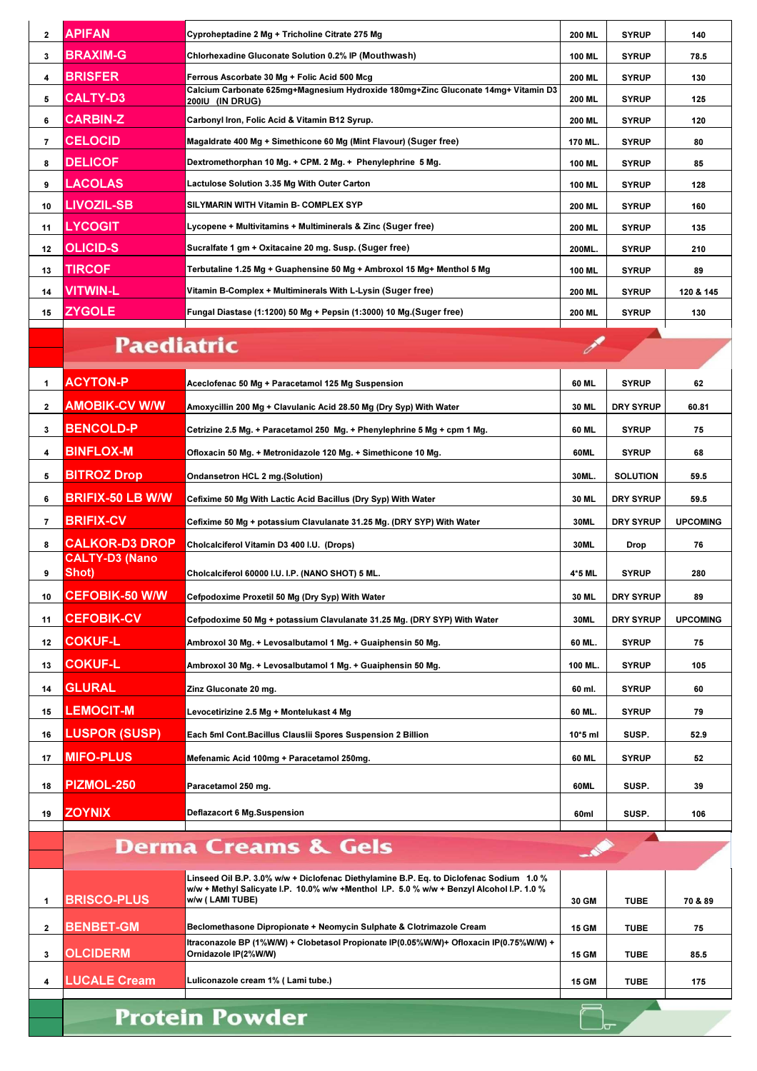| | | | | | |
|---|---|---|---|---|---|
| 2 | APIFAN | Cyproheptadine 2 Mg + Tricholine Citrate 275 Mg | 200 ML | SYRUP | 140 |
| 3 | BRAXIM-G | Chlorhexadine Gluconate Solution 0.2% IP (Mouthwash) | 100 ML | SYRUP | 78.5 |
| 4 | BRISFER | Ferrous Ascorbate 30 Mg + Folic Acid 500 Mcg | 200 ML | SYRUP | 130 |
| 5 | CALTY-D3 | Calcium Carbonate 625mg+Magnesium Hydroxide 180mg+Zinc Gluconate 14mg+ Vitamin D3 200IU (IN DRUG) | 200 ML | SYRUP | 125 |
| 6 | CARBIN-Z | Carbonyl Iron, Folic Acid & Vitamin B12 Syrup. | 200 ML | SYRUP | 120 |
| 7 | CELOCID | Magaldrate 400 Mg + Simethicone 60 Mg (Mint Flavour) (Suger free) | 170 ML. | SYRUP | 80 |
| 8 | DELICOF | Dextromethorphan 10 Mg. + CPM. 2 Mg. + Phenylephrine 5 Mg. | 100 ML | SYRUP | 85 |
| 9 | LACOLAS | Lactulose Solution 3.35 Mg With Outer Carton | 100 ML | SYRUP | 128 |
| 10 | LIVOZIL-SB | SILYMARIN WITH Vitamin B- COMPLEX SYP | 200 ML | SYRUP | 160 |
| 11 | LYCOGIT | Lycopene + Multivitamins + Multiminerals & Zinc (Suger free) | 200 ML | SYRUP | 135 |
| 12 | OLICID-S | Sucralfate 1 gm + Oxitacaine 20 mg. Susp. (Suger free) | 200ML. | SYRUP | 210 |
| 13 | TIRCOF | Terbutaline 1.25 Mg + Guaphensine 50 Mg + Ambroxol 15 Mg+ Menthol 5 Mg | 100 ML | SYRUP | 89 |
| 14 | VITWIN-L | Vitamin B-Complex + Multiminerals With L-Lysin (Suger free) | 200 ML | SYRUP | 120 & 145 |
| 15 | ZYGOLE | Fungal Diastase (1:1200) 50 Mg + Pepsin (1:3000) 10 Mg.(Suger free) | 200 ML | SYRUP | 130 |

## Paediatric

| | | | | | |
|---|---|---|---|---|---|
| 1 | ACYTON-P | Aceclofenac 50 Mg + Paracetamol 125 Mg Suspension | 60 ML | SYRUP | 62 |
| 2 | AMOBIK-CV W/W | Amoxycillin 200 Mg + Clavulanic Acid 28.50 Mg (Dry Syp) With Water | 30 ML | DRY SYRUP | 60.81 |
| 3 | BENCOLD-P | Cetrizine 2.5 Mg. + Paracetamol 250 Mg. + Phenylephrine 5 Mg + cpm 1 Mg. | 60 ML | SYRUP | 75 |
| 4 | BINFLOX-M | Ofloxacin 50 Mg. + Metronidazole 120 Mg. + Simethicone 10 Mg. | 60ML | SYRUP | 68 |
| 5 | BITROZ Drop | Ondansetron HCL 2 mg.(Solution) | 30ML. | SOLUTION | 59.5 |
| 6 | BRIFIX-50 LB W/W | Cefixime 50 Mg With Lactic Acid Bacillus (Dry Syp) With Water | 30 ML | DRY SYRUP | 59.5 |
| 7 | BRIFIX-CV | Cefixime 50 Mg + potassium Clavulanate 31.25 Mg. (DRY SYP) With Water | 30ML | DRY SYRUP | UPCOMING |
| 8 | CALKOR-D3 DROP | Cholcalciferol Vitamin D3 400 I.U. (Drops) | 30ML | Drop | 76 |
| 9 | CALTY-D3 (Nano Shot) | Cholcalciferol 60000 I.U. I.P. (NANO SHOT) 5 ML. | 4*5 ML | SYRUP | 280 |
| 10 | CEFOBIK-50 W/W | Cefpodoxime Proxetil 50 Mg (Dry Syp) With Water | 30 ML | DRY SYRUP | 89 |
| 11 | CEFOBIK-CV | Cefpodoxime 50 Mg + potassium Clavulanate 31.25 Mg. (DRY SYP) With Water | 30ML | DRY SYRUP | UPCOMING |
| 12 | COKUF-L | Ambroxol 30 Mg. + Levosalbutamol 1 Mg. + Guaiphensin 50 Mg. | 60 ML. | SYRUP | 75 |
| 13 | COKUF-L | Ambroxol 30 Mg. + Levosalbutamol 1 Mg. + Guaiphensin 50 Mg. | 100 ML. | SYRUP | 105 |
| 14 | GLURAL | Zinz Gluconate 20 mg. | 60 ml. | SYRUP | 60 |
| 15 | LEMOCIT-M | Levocetirizine 2.5 Mg + Montelukast 4 Mg | 60 ML. | SYRUP | 79 |
| 16 | LUSPOR (SUSP) | Each 5ml Cont.Bacillus Clauslii Spores Suspension 2 Billion | 10*5 ml | SUSP. | 52.9 |
| 17 | MIFO-PLUS | Mefenamic Acid 100mg + Paracetamol 250mg. | 60 ML | SYRUP | 52 |
| 18 | PIZMOL-250 | Paracetamol 250 mg. | 60ML | SUSP. | 39 |
| 19 | ZOYNIX | Deflazacort 6 Mg.Suspension | 60ml | SUSP. | 106 |

## Derma Creams & Gels

| | | | | | |
|---|---|---|---|---|---|
| 1 | BRISCO-PLUS | Linseed Oil B.P. 3.0% w/w + Diclofenac Diethylamine B.P. Eq. to Diclofenac Sodium 1.0 % w/w + Methyl Salicyate I.P. 10.0% w/w +Menthol I.P. 5.0 % w/w + Benzyl Alcohol I.P. 1.0 % w/w ( LAMI TUBE) | 30 GM | TUBE | 70 & 89 |
| 2 | BENBET-GM | Beclomethasone Dipropionate + Neomycin Sulphate & Clotrimazole Cream | 15 GM | TUBE | 75 |
| 3 | OLCIDERM | Itraconazole BP (1%W/W) + Clobetasol Propionate IP(0.05%W/W)+ Ofloxacin IP(0.75%W/W) + Ornidazole IP(2%W/W) | 15 GM | TUBE | 85.5 |
| 4 | LUCALE Cream | Luliconazole cream 1% ( Lami tube.) | 15 GM | TUBE | 175 |

## Protein Powder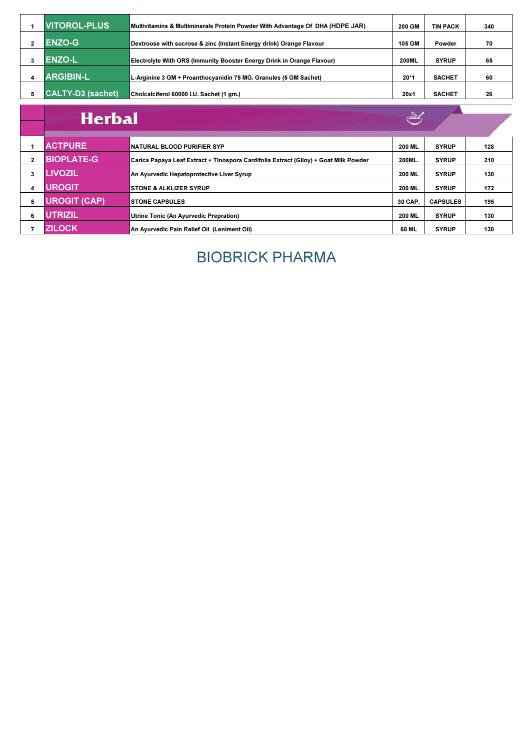| | | | | | |
|---|---|---|---|---|---|
| 1 | VITOROL-PLUS | Multivitamins & Multiminerals Protein Powder With Advantage Of DHA (HDPE JAR) | 200 GM | TIN PACK | 340 |
| 2 | ENZO-G | Dextroose with sucrose & zinc (Instant Energy drink) Orange Flavour | 105 GM | Powder | 70 |
| 3 | ENZO-L | Electrolyte With ORS (Immunity Booster Energy Drink in Orange Flavour) | 200ML | SYRUP | 65 |
| 4 | ARGIBIN-L | L-Arginine 3 GM + Proanthocyanidin 75 MG. Granules (5 GM Sachet) | 20*1 | SACHET | 60 |
| 5 | CALTY-D3 (sachet) | Cholcalciferol 60000 I.U. Sachet (1 gm.) | 20x1 | SACHET | 26 |

## Herbal

| | | | | | |
|---|---|---|---|---|---|
| 1 | ACTPURE | NATURAL BLOOD PURIFIER SYP | 200 ML | SYRUP | 128 |
| 2 | BIOPLATE-G | Carica Papaya Leaf Extract + Tinospora Cardifolia Extract (Giloy) + Goat Milk Powder | 200ML. | SYRUP | 210 |
| 3 | LIVOZIL | An Ayurvedic Hepatoprotective Liver Syrup | 200 ML | SYRUP | 130 |
| 4 | UROGIT | STONE & ALKLIZER SYRUP | 200 ML | SYRUP | 172 |
| 5 | UROGIT (CAP) | STONE CAPSULES | 30 CAP. | CAPSULES | 195 |
| 6 | UTRIZIL | Utrine Tonic (An Ayurvedic Prepration) | 200 ML | SYRUP | 130 |
| 7 | ZILOCK | An Ayurvedic Pain Relief Oil (Leniment Oil) | 60 ML | SYRUP | 130 |

BIOBRICK PHARMA